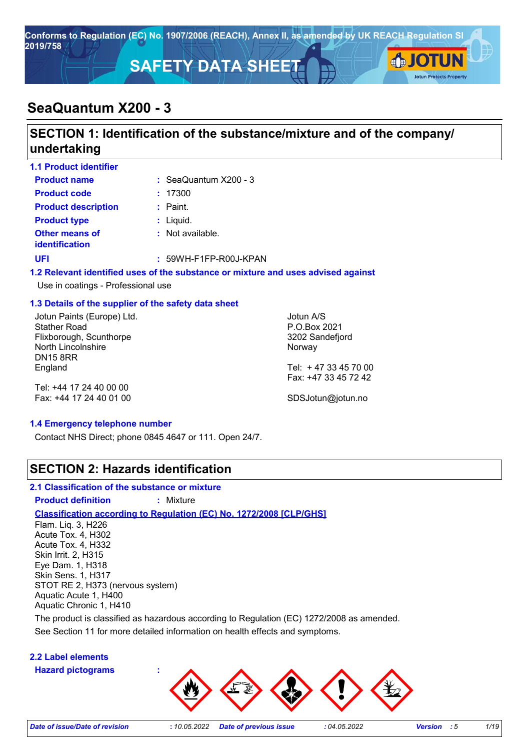Conforms to Regulation (EC) No. 1907/2006 (REACH), Annex II, as amended by UK REACH Regulation SI 2019/758

# SAFETY DATA SHEET

# SeaQuantum X200 - 3

## SECTION 1: Identification of the substance/mixture and of the company/ undertaking

### 1.1 Product identifier

**Product name** : SeaQuantum X200 - 3

**Product code** : 17300

**Product description** : Paint.

**Product type** : Liquid.

**Other means of identification** : Not available.

**UFI** : 59WH-F1FP-R00J-KPAN

### 1.2 Relevant identified uses of the substance or mixture and uses advised against

Use in coatings - Professional use

### 1.3 Details of the supplier of the safety data sheet

Jotun Paints (Europe) Ltd.
Stather Road
Flixborough, Scunthorpe
North Lincolnshire
DN15 8RR
England

Tel: +44 17 24 40 00 00
Fax: +44 17 24 40 01 00

Jotun A/S
P.O.Box 2021
3202 Sandefjord
Norway

Tel: + 47 33 45 70 00
Fax: +47 33 45 72 42

SDSJotun@jotun.no

### 1.4 Emergency telephone number

Contact NHS Direct; phone 0845 4647 or 111. Open 24/7.

## SECTION 2: Hazards identification

### 2.1 Classification of the substance or mixture

**Product definition** : Mixture

**Classification according to Regulation (EC) No. 1272/2008 [CLP/GHS]**

Flam. Liq. 3, H226
Acute Tox. 4, H302
Acute Tox. 4, H332
Skin Irrit. 2, H315
Eye Dam. 1, H318
Skin Sens. 1, H317
STOT RE 2, H373 (nervous system)
Aquatic Acute 1, H400
Aquatic Chronic 1, H410

The product is classified as hazardous according to Regulation (EC) 1272/2008 as amended.

See Section 11 for more detailed information on health effects and symptoms.

### 2.2 Label elements

**Hazard pictograms** :

*Date of issue/Date of revision* : 10.05.2022 *Date of previous issue* : 04.05.2022 *Version* : 5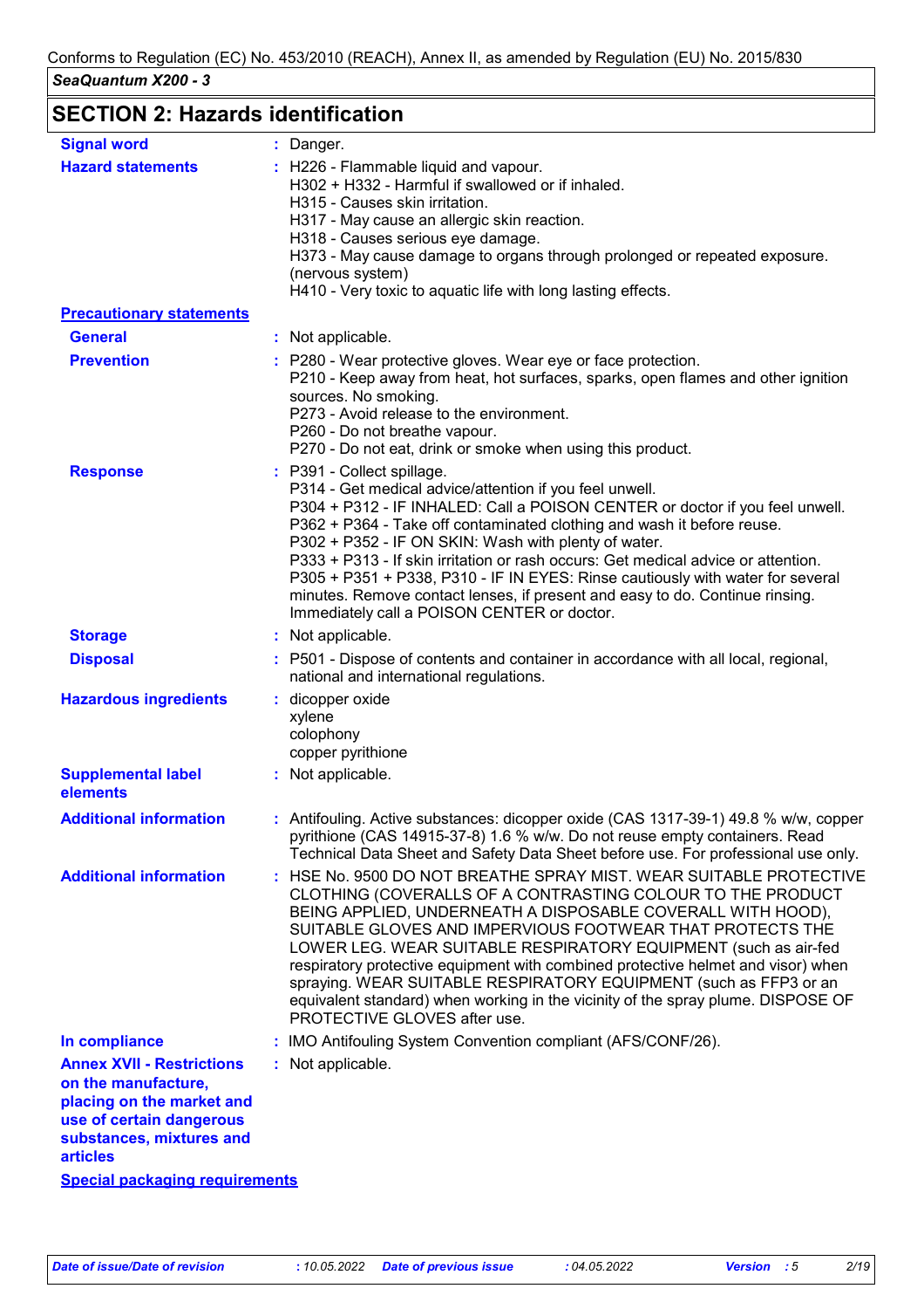Conforms to Regulation (EC) No. 453/2010 (REACH), Annex II, as amended by Regulation (EU) No. 2015/830

*SeaQuantum X200 - 3*

## SECTION 2: Hazards identification

**Signal word** : Danger.

**Hazard statements** :
H226 - Flammable liquid and vapour.
H302 + H332 - Harmful if swallowed or if inhaled.
H315 - Causes skin irritation.
H317 - May cause an allergic skin reaction.
H318 - Causes serious eye damage.
H373 - May cause damage to organs through prolonged or repeated exposure. (nervous system)
H410 - Very toxic to aquatic life with long lasting effects.

**Precautionary statements**

**General** : Not applicable.

**Prevention** :
P280 - Wear protective gloves. Wear eye or face protection.
P210 - Keep away from heat, hot surfaces, sparks, open flames and other ignition sources. No smoking.
P273 - Avoid release to the environment.
P260 - Do not breathe vapour.
P270 - Do not eat, drink or smoke when using this product.

**Response** :
P391 - Collect spillage.
P314 - Get medical advice/attention if you feel unwell.
P304 + P312 - IF INHALED: Call a POISON CENTER or doctor if you feel unwell.
P362 + P364 - Take off contaminated clothing and wash it before reuse.
P302 + P352 - IF ON SKIN: Wash with plenty of water.
P333 + P313 - If skin irritation or rash occurs: Get medical advice or attention.
P305 + P351 + P338, P310 - IF IN EYES: Rinse cautiously with water for several minutes. Remove contact lenses, if present and easy to do. Continue rinsing. Immediately call a POISON CENTER or doctor.

**Storage** : Not applicable.

**Disposal** : P501 - Dispose of contents and container in accordance with all local, regional, national and international regulations.

**Hazardous ingredients** :
dicopper oxide
xylene
colophony
copper pyrithione

**Supplemental label elements** : Not applicable.

**Additional information** : Antifouling. Active substances: dicopper oxide (CAS 1317-39-1) 49.8 % w/w, copper pyrithione (CAS 14915-37-8) 1.6 % w/w. Do not reuse empty containers. Read Technical Data Sheet and Safety Data Sheet before use. For professional use only.

**Additional information** : HSE No. 9500 DO NOT BREATHE SPRAY MIST. WEAR SUITABLE PROTECTIVE CLOTHING (COVERALLS OF A CONTRASTING COLOUR TO THE PRODUCT BEING APPLIED, UNDERNEATH A DISPOSABLE COVERALL WITH HOOD), SUITABLE GLOVES AND IMPERVIOUS FOOTWEAR THAT PROTECTS THE LOWER LEG. WEAR SUITABLE RESPIRATORY EQUIPMENT (such as air-fed respiratory protective equipment with combined protective helmet and visor) when spraying. WEAR SUITABLE RESPIRATORY EQUIPMENT (such as FFP3 or an equivalent standard) when working in the vicinity of the spray plume. DISPOSE OF PROTECTIVE GLOVES after use.

**In compliance** : IMO Antifouling System Convention compliant (AFS/CONF/26).

**Annex XVII - Restrictions on the manufacture, placing on the market and use of certain dangerous substances, mixtures and articles** : Not applicable.

**Special packaging requirements**

| Date of issue/Date of revision | : 10.05.2022 | Date of previous issue | : 04.05.2022 | Version | : 5 |
|---|---|---|---|---|---|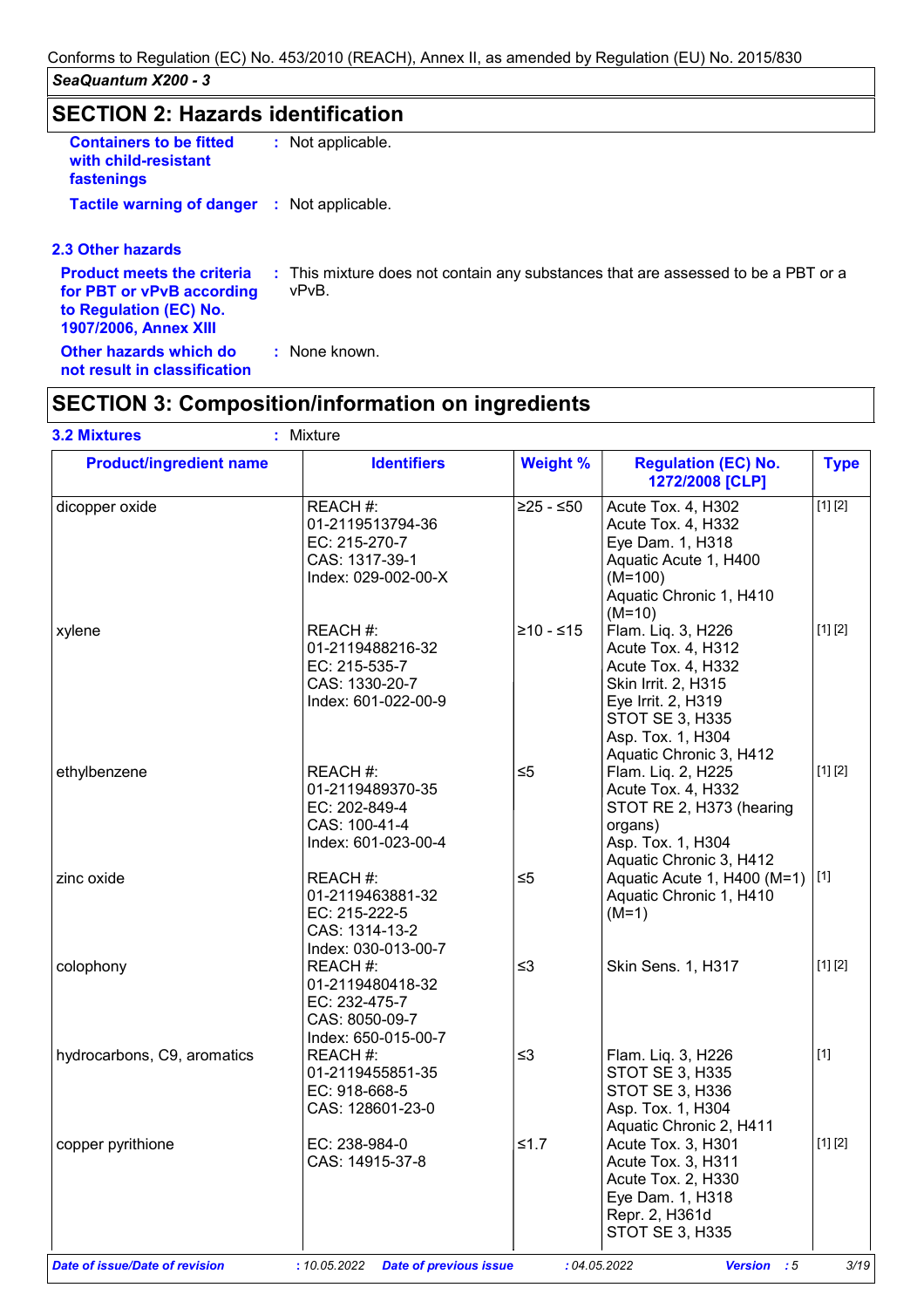## SECTION 2: Hazards identification

**Containers to be fitted with child-resistant fastenings** : Not applicable.

**Tactile warning of danger** : Not applicable.

### 2.3 Other hazards

**Product meets the criteria for PBT or vPvB according to Regulation (EC) No. 1907/2006, Annex XIII** : This mixture does not contain any substances that are assessed to be a PBT or a vPvB.

**Other hazards which do not result in classification** : None known.

## SECTION 3: Composition/information on ingredients

**3.2 Mixtures** : Mixture

| Product/ingredient name | Identifiers | Weight % | Regulation (EC) No. 1272/2008 [CLP] | Type |
|---|---|---|---|---|
| dicopper oxide | REACH #: 01-2119513794-36<br>EC: 215-270-7<br>CAS: 1317-39-1<br>Index: 029-002-00-X | ≥25 - ≤50 | Acute Tox. 4, H302<br>Acute Tox. 4, H332<br>Eye Dam. 1, H318<br>Aquatic Acute 1, H400 (M=100)<br>Aquatic Chronic 1, H410 (M=10) | [1] [2] |
| xylene | REACH #: 01-2119488216-32<br>EC: 215-535-7<br>CAS: 1330-20-7<br>Index: 601-022-00-9 | ≥10 - ≤15 | Flam. Liq. 3, H226<br>Acute Tox. 4, H312<br>Acute Tox. 4, H332<br>Skin Irrit. 2, H315<br>Eye Irrit. 2, H319<br>STOT SE 3, H335<br>Asp. Tox. 1, H304<br>Aquatic Chronic 3, H412 | [1] [2] |
| ethylbenzene | REACH #: 01-2119489370-35<br>EC: 202-849-4<br>CAS: 100-41-4<br>Index: 601-023-00-4 | ≤5 | Flam. Liq. 2, H225<br>Acute Tox. 4, H332<br>STOT RE 2, H373 (hearing organs)<br>Asp. Tox. 1, H304<br>Aquatic Chronic 3, H412 | [1] [2] |
| zinc oxide | REACH #: 01-2119463881-32<br>EC: 215-222-5<br>CAS: 1314-13-2<br>Index: 030-013-00-7 | ≤5 | Aquatic Acute 1, H400 (M=1)<br>Aquatic Chronic 1, H410 (M=1) | [1] |
| colophony | REACH #: 01-2119480418-32<br>EC: 232-475-7<br>CAS: 8050-09-7<br>Index: 650-015-00-7 | ≤3 | Skin Sens. 1, H317 | [1] [2] |
| hydrocarbons, C9, aromatics | REACH #: 01-2119455851-35<br>EC: 918-668-5<br>CAS: 128601-23-0 | ≤3 | Flam. Liq. 3, H226<br>STOT SE 3, H335<br>STOT SE 3, H336<br>Asp. Tox. 1, H304<br>Aquatic Chronic 2, H411 | [1] |
| copper pyrithione | EC: 238-984-0<br>CAS: 14915-37-8 | ≤1.7 | Acute Tox. 3, H301<br>Acute Tox. 3, H311<br>Acute Tox. 2, H330<br>Eye Dam. 1, H318<br>Repr. 2, H361d<br>STOT SE 3, H335 | [1] [2] |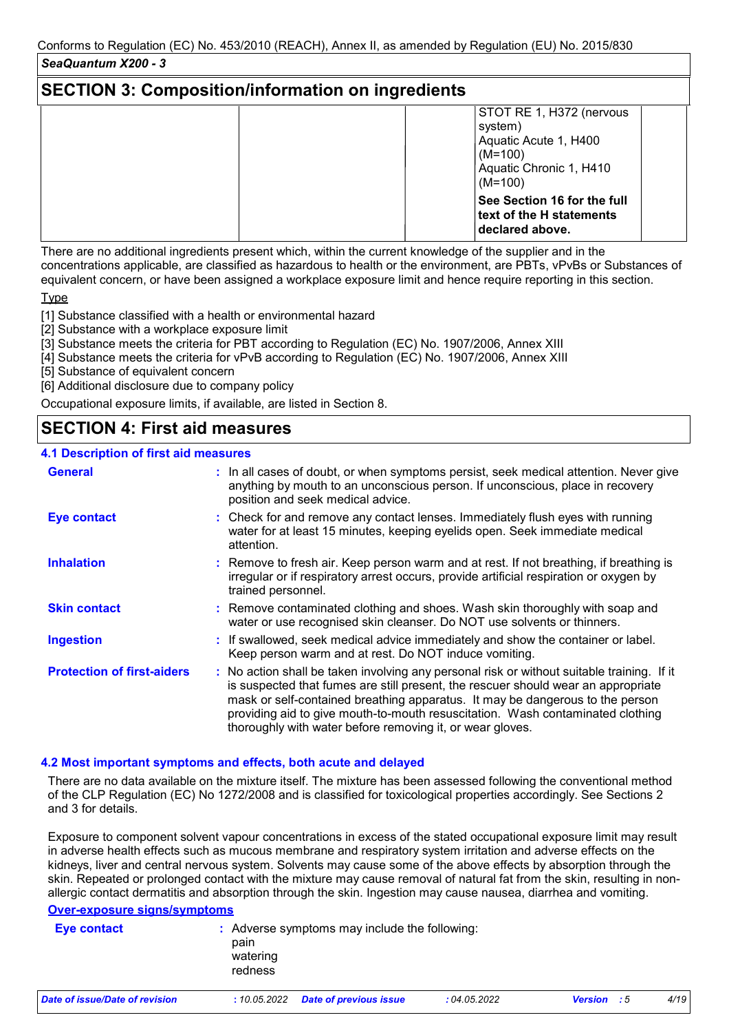## SECTION 3: Composition/information on ingredients

| | | | | |
|---|---|---|---|---|
| | | | STOT RE 1, H372 (nervous system)<br>Aquatic Acute 1, H400 (M=100)<br>Aquatic Chronic 1, H410 (M=100) | |
| | | | **See Section 16 for the full text of the H statements declared above.** | |

There are no additional ingredients present which, within the current knowledge of the supplier and in the concentrations applicable, are classified as hazardous to health or the environment, are PBTs, vPvBs or Substances of equivalent concern, or have been assigned a workplace exposure limit and hence require reporting in this section.

Type

[1] Substance classified with a health or environmental hazard
[2] Substance with a workplace exposure limit
[3] Substance meets the criteria for PBT according to Regulation (EC) No. 1907/2006, Annex XIII
[4] Substance meets the criteria for vPvB according to Regulation (EC) No. 1907/2006, Annex XIII
[5] Substance of equivalent concern
[6] Additional disclosure due to company policy

Occupational exposure limits, if available, are listed in Section 8.

## SECTION 4: First aid measures

### 4.1 Description of first aid measures

**General** : In all cases of doubt, or when symptoms persist, seek medical attention. Never give anything by mouth to an unconscious person. If unconscious, place in recovery position and seek medical advice.

**Eye contact** : Check for and remove any contact lenses. Immediately flush eyes with running water for at least 15 minutes, keeping eyelids open. Seek immediate medical attention.

**Inhalation** : Remove to fresh air. Keep person warm and at rest. If not breathing, if breathing is irregular or if respiratory arrest occurs, provide artificial respiration or oxygen by trained personnel.

**Skin contact** : Remove contaminated clothing and shoes. Wash skin thoroughly with soap and water or use recognised skin cleanser. Do NOT use solvents or thinners.

**Ingestion** : If swallowed, seek medical advice immediately and show the container or label. Keep person warm and at rest. Do NOT induce vomiting.

**Protection of first-aiders** : No action shall be taken involving any personal risk or without suitable training. If it is suspected that fumes are still present, the rescuer should wear an appropriate mask or self-contained breathing apparatus. It may be dangerous to the person providing aid to give mouth-to-mouth resuscitation. Wash contaminated clothing thoroughly with water before removing it, or wear gloves.

### 4.2 Most important symptoms and effects, both acute and delayed

There are no data available on the mixture itself. The mixture has been assessed following the conventional method of the CLP Regulation (EC) No 1272/2008 and is classified for toxicological properties accordingly. See Sections 2 and 3 for details.

Exposure to component solvent vapour concentrations in excess of the stated occupational exposure limit may result in adverse health effects such as mucous membrane and respiratory system irritation and adverse effects on the kidneys, liver and central nervous system. Solvents may cause some of the above effects by absorption through the skin. Repeated or prolonged contact with the mixture may cause removal of natural fat from the skin, resulting in non-allergic contact dermatitis and absorption through the skin. Ingestion may cause nausea, diarrhea and vomiting.

**Over-exposure signs/symptoms**

**Eye contact** : Adverse symptoms may include the following:
pain
watering
redness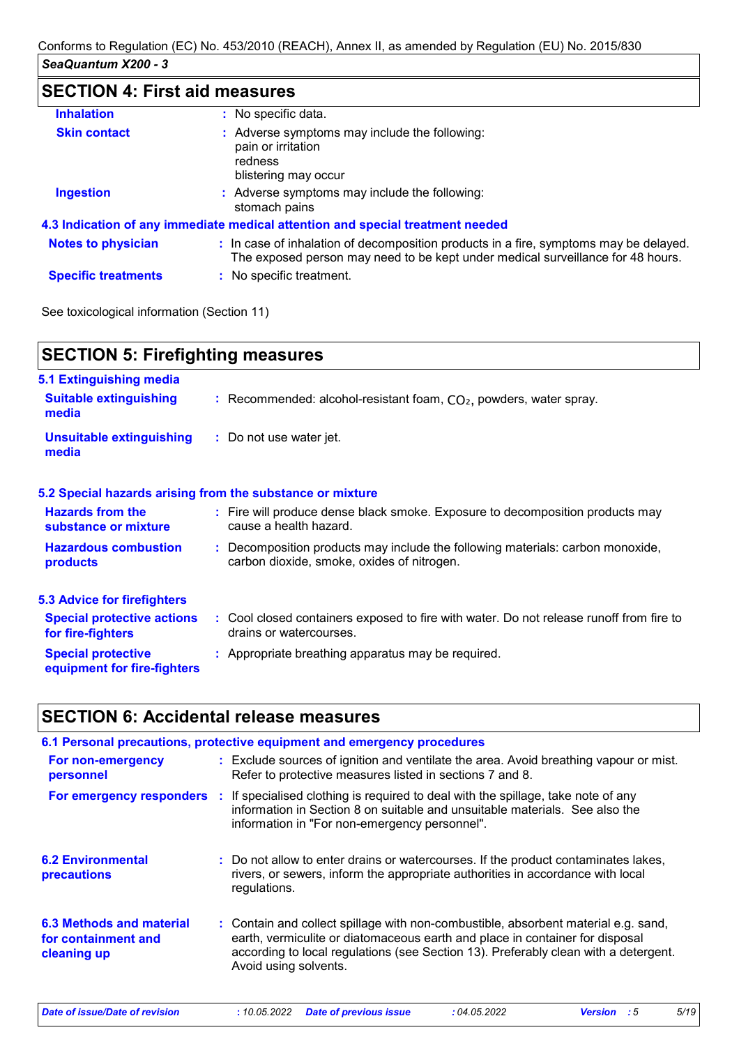## SECTION 4: First aid measures

| | |
|---|---|
| **Inhalation** | : No specific data. |
| **Skin contact** | : Adverse symptoms may include the following:<br>pain or irritation<br>redness<br>blistering may occur |
| **Ingestion** | : Adverse symptoms may include the following:<br>stomach pains |

### 4.3 Indication of any immediate medical attention and special treatment needed

| | |
|---|---|
| **Notes to physician** | : In case of inhalation of decomposition products in a fire, symptoms may be delayed. The exposed person may need to be kept under medical surveillance for 48 hours. |
| **Specific treatments** | : No specific treatment. |

See toxicological information (Section 11)

## SECTION 5: Firefighting measures

### 5.1 Extinguishing media

| | |
|---|---|
| **Suitable extinguishing media** | : Recommended: alcohol-resistant foam, $CO_2$, powders, water spray. |
| **Unsuitable extinguishing media** | : Do not use water jet. |

### 5.2 Special hazards arising from the substance or mixture

| | |
|---|---|
| **Hazards from the substance or mixture** | : Fire will produce dense black smoke. Exposure to decomposition products may cause a health hazard. |
| **Hazardous combustion products** | : Decomposition products may include the following materials: carbon monoxide, carbon dioxide, smoke, oxides of nitrogen. |

### 5.3 Advice for firefighters

| | |
|---|---|
| **Special protective actions for fire-fighters** | : Cool closed containers exposed to fire with water. Do not release runoff from fire to drains or watercourses. |
| **Special protective equipment for fire-fighters** | : Appropriate breathing apparatus may be required. |

## SECTION 6: Accidental release measures

### 6.1 Personal precautions, protective equipment and emergency procedures

| | |
|---|---|
| **For non-emergency personnel** | : Exclude sources of ignition and ventilate the area. Avoid breathing vapour or mist. Refer to protective measures listed in sections 7 and 8. |
| **For emergency responders** | : If specialised clothing is required to deal with the spillage, take note of any information in Section 8 on suitable and unsuitable materials. See also the information in "For non-emergency personnel". |

| | |
|---|---|
| **6.2 Environmental precautions** | : Do not allow to enter drains or watercourses. If the product contaminates lakes, rivers, or sewers, inform the appropriate authorities in accordance with local regulations. |
| **6.3 Methods and material for containment and cleaning up** | : Contain and collect spillage with non-combustible, absorbent material e.g. sand, earth, vermiculite or diatomaceous earth and place in container for disposal according to local regulations (see Section 13). Preferably clean with a detergent. Avoid using solvents. |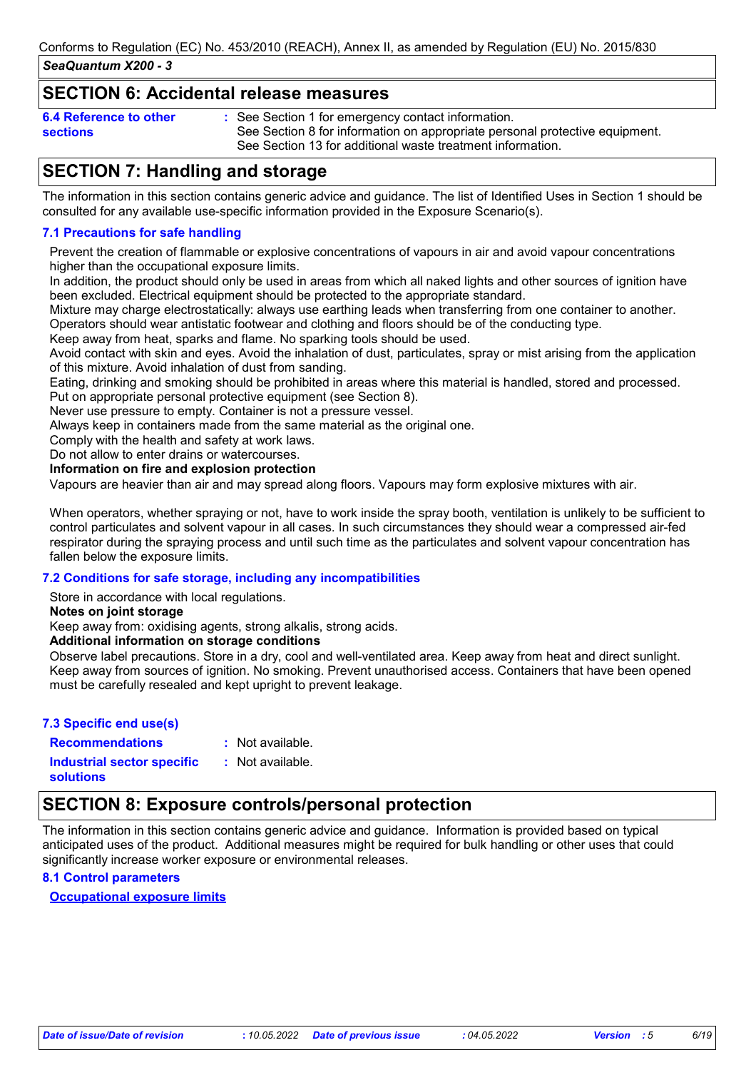## SECTION 6: Accidental release measures

**6.4 Reference to other sections** : See Section 1 for emergency contact information.
See Section 8 for information on appropriate personal protective equipment.
See Section 13 for additional waste treatment information.

## SECTION 7: Handling and storage

The information in this section contains generic advice and guidance. The list of Identified Uses in Section 1 should be consulted for any available use-specific information provided in the Exposure Scenario(s).

### 7.1 Precautions for safe handling

Prevent the creation of flammable or explosive concentrations of vapours in air and avoid vapour concentrations higher than the occupational exposure limits.
In addition, the product should only be used in areas from which all naked lights and other sources of ignition have been excluded. Electrical equipment should be protected to the appropriate standard.
Mixture may charge electrostatically: always use earthing leads when transferring from one container to another. Operators should wear antistatic footwear and clothing and floors should be of the conducting type.
Keep away from heat, sparks and flame. No sparking tools should be used.
Avoid contact with skin and eyes. Avoid the inhalation of dust, particulates, spray or mist arising from the application of this mixture. Avoid inhalation of dust from sanding.
Eating, drinking and smoking should be prohibited in areas where this material is handled, stored and processed.
Put on appropriate personal protective equipment (see Section 8).
Never use pressure to empty. Container is not a pressure vessel.
Always keep in containers made from the same material as the original one.
Comply with the health and safety at work laws.
Do not allow to enter drains or watercourses.

**Information on fire and explosion protection**

Vapours are heavier than air and may spread along floors. Vapours may form explosive mixtures with air.

When operators, whether spraying or not, have to work inside the spray booth, ventilation is unlikely to be sufficient to control particulates and solvent vapour in all cases. In such circumstances they should wear a compressed air-fed respirator during the spraying process and until such time as the particulates and solvent vapour concentration has fallen below the exposure limits.

### 7.2 Conditions for safe storage, including any incompatibilities

Store in accordance with local regulations.

**Notes on joint storage**

Keep away from: oxidising agents, strong alkalis, strong acids.

**Additional information on storage conditions**

Observe label precautions. Store in a dry, cool and well-ventilated area. Keep away from heat and direct sunlight. Keep away from sources of ignition. No smoking. Prevent unauthorised access. Containers that have been opened must be carefully resealed and kept upright to prevent leakage.

### 7.3 Specific end use(s)

**Recommendations** : Not available.

**Industrial sector specific solutions** : Not available.

## SECTION 8: Exposure controls/personal protection

The information in this section contains generic advice and guidance. Information is provided based on typical anticipated uses of the product. Additional measures might be required for bulk handling or other uses that could significantly increase worker exposure or environmental releases.

### 8.1 Control parameters

**Occupational exposure limits**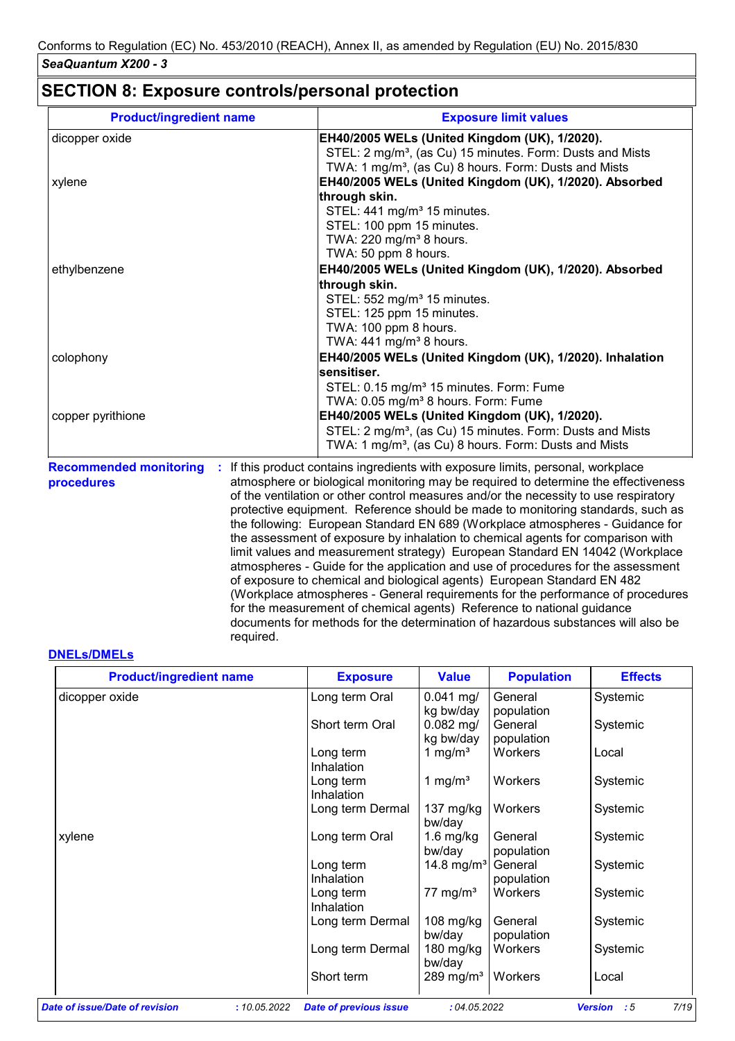Conforms to Regulation (EC) No. 453/2010 (REACH), Annex II, as amended by Regulation (EU) No. 2015/830

*SeaQuantum X200 - 3*

## SECTION 8: Exposure controls/personal protection

| Product/ingredient name | Exposure limit values |
|---|---|
| dicopper oxide | **EH40/2005 WELs (United Kingdom (UK), 1/2020).**<br>STEL: 2 mg/m³, (as Cu) 15 minutes. Form: Dusts and Mists<br>TWA: 1 mg/m³, (as Cu) 8 hours. Form: Dusts and Mists |
| xylene | **EH40/2005 WELs (United Kingdom (UK), 1/2020). Absorbed through skin.**<br>STEL: 441 mg/m³ 15 minutes.<br>STEL: 100 ppm 15 minutes.<br>TWA: 220 mg/m³ 8 hours.<br>TWA: 50 ppm 8 hours. |
| ethylbenzene | **EH40/2005 WELs (United Kingdom (UK), 1/2020). Absorbed through skin.**<br>STEL: 552 mg/m³ 15 minutes.<br>STEL: 125 ppm 15 minutes.<br>TWA: 100 ppm 8 hours.<br>TWA: 441 mg/m³ 8 hours. |
| colophony | **EH40/2005 WELs (United Kingdom (UK), 1/2020). Inhalation sensitiser.**<br>STEL: 0.15 mg/m³ 15 minutes. Form: Fume<br>TWA: 0.05 mg/m³ 8 hours. Form: Fume |
| copper pyrithione | **EH40/2005 WELs (United Kingdom (UK), 1/2020).**<br>STEL: 2 mg/m³, (as Cu) 15 minutes. Form: Dusts and Mists<br>TWA: 1 mg/m³, (as Cu) 8 hours. Form: Dusts and Mists |

**Recommended monitoring procedures** : If this product contains ingredients with exposure limits, personal, workplace atmosphere or biological monitoring may be required to determine the effectiveness of the ventilation or other control measures and/or the necessity to use respiratory protective equipment. Reference should be made to monitoring standards, such as the following: European Standard EN 689 (Workplace atmospheres - Guidance for the assessment of exposure by inhalation to chemical agents for comparison with limit values and measurement strategy) European Standard EN 14042 (Workplace atmospheres - Guide for the application and use of procedures for the assessment of exposure to chemical and biological agents) European Standard EN 482 (Workplace atmospheres - General requirements for the performance of procedures for the measurement of chemical agents) Reference to national guidance documents for methods for the determination of hazardous substances will also be required.

### DNELs/DMELs

| Product/ingredient name | Exposure | Value | Population | Effects |
|---|---|---|---|---|
| dicopper oxide | Long term Oral | 0.041 mg/kg bw/day | General population | Systemic |
| | Short term Oral | 0.082 mg/kg bw/day | General population | Systemic |
| | Long term Inhalation | 1 mg/m³ | Workers | Local |
| | Long term Inhalation | 1 mg/m³ | Workers | Systemic |
| | Long term Dermal | 137 mg/kg bw/day | Workers | Systemic |
| xylene | Long term Oral | 1.6 mg/kg bw/day | General population | Systemic |
| | Long term Inhalation | 14.8 mg/m³ | General population | Systemic |
| | Long term Inhalation | 77 mg/m³ | Workers | Systemic |
| | Long term Dermal | 108 mg/kg bw/day | General population | Systemic |
| | Long term Dermal | 180 mg/kg bw/day | Workers | Systemic |
| | Short term | 289 mg/m³ | Workers | Local |

*Date of issue/Date of revision* : 10.05.2022 *Date of previous issue* : 04.05.2022 *Version* : 5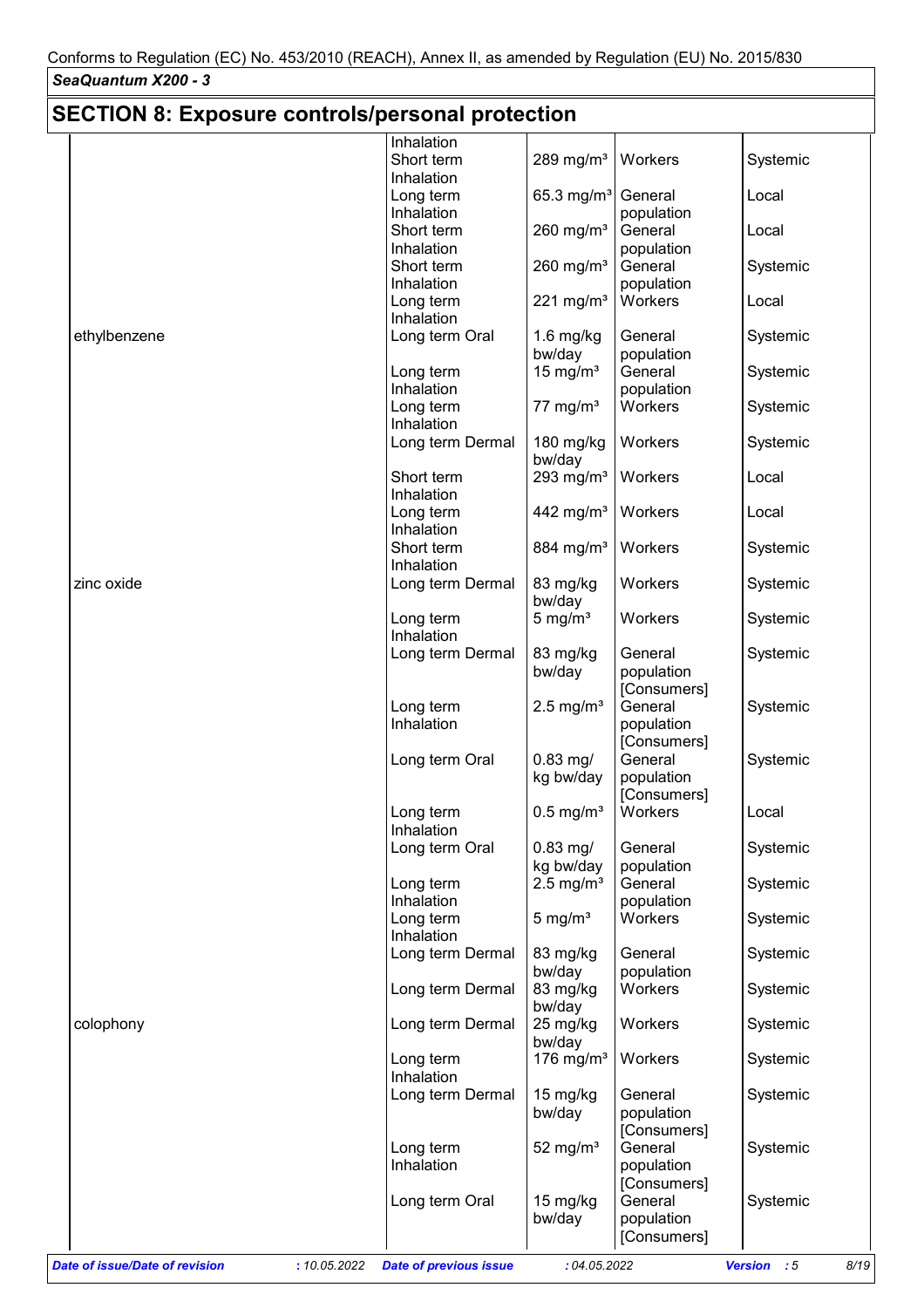Conforms to Regulation (EC) No. 453/2010 (REACH), Annex II, as amended by Regulation (EU) No. 2015/830

***SeaQuantum X200 - 3***

## SECTION 8: Exposure controls/personal protection

| | | | | |
|---|---|---|---|---|
| | Inhalation | | | |
| | Short term Inhalation | 289 mg/m³ | Workers | Systemic |
| | Long term Inhalation | 65.3 mg/m³ | General population | Local |
| | Short term Inhalation | 260 mg/m³ | General population | Local |
| | Short term Inhalation | 260 mg/m³ | General population | Systemic |
| | Long term Inhalation | 221 mg/m³ | Workers | Local |
| ethylbenzene | Long term Oral | 1.6 mg/kg bw/day | General population | Systemic |
| | Long term Inhalation | 15 mg/m³ | General population | Systemic |
| | Long term Inhalation | 77 mg/m³ | Workers | Systemic |
| | Long term Dermal | 180 mg/kg bw/day | Workers | Systemic |
| | Short term Inhalation | 293 mg/m³ | Workers | Local |
| | Long term Inhalation | 442 mg/m³ | Workers | Local |
| | Short term Inhalation | 884 mg/m³ | Workers | Systemic |
| zinc oxide | Long term Dermal | 83 mg/kg bw/day | Workers | Systemic |
| | Long term Inhalation | 5 mg/m³ | Workers | Systemic |
| | Long term Dermal | 83 mg/kg bw/day | General population [Consumers] | Systemic |
| | Long term Inhalation | 2.5 mg/m³ | General population [Consumers] | Systemic |
| | Long term Oral | 0.83 mg/kg bw/day | General population [Consumers] | Systemic |
| | Long term Inhalation | 0.5 mg/m³ | Workers | Local |
| | Long term Oral | 0.83 mg/kg bw/day | General population | Systemic |
| | Long term Inhalation | 2.5 mg/m³ | General population | Systemic |
| | Long term Inhalation | 5 mg/m³ | Workers | Systemic |
| | Long term Dermal | 83 mg/kg bw/day | General population | Systemic |
| | Long term Dermal | 83 mg/kg bw/day | Workers | Systemic |
| colophony | Long term Dermal | 25 mg/kg bw/day | Workers | Systemic |
| | Long term Inhalation | 176 mg/m³ | Workers | Systemic |
| | Long term Dermal | 15 mg/kg bw/day | General population [Consumers] | Systemic |
| | Long term Inhalation | 52 mg/m³ | General population [Consumers] | Systemic |
| | Long term Oral | 15 mg/kg bw/day | General population [Consumers] | Systemic |

***Date of issue/Date of revision*** *: 10.05.2022* ***Date of previous issue*** *: 04.05.2022* ***Version*** *: 5*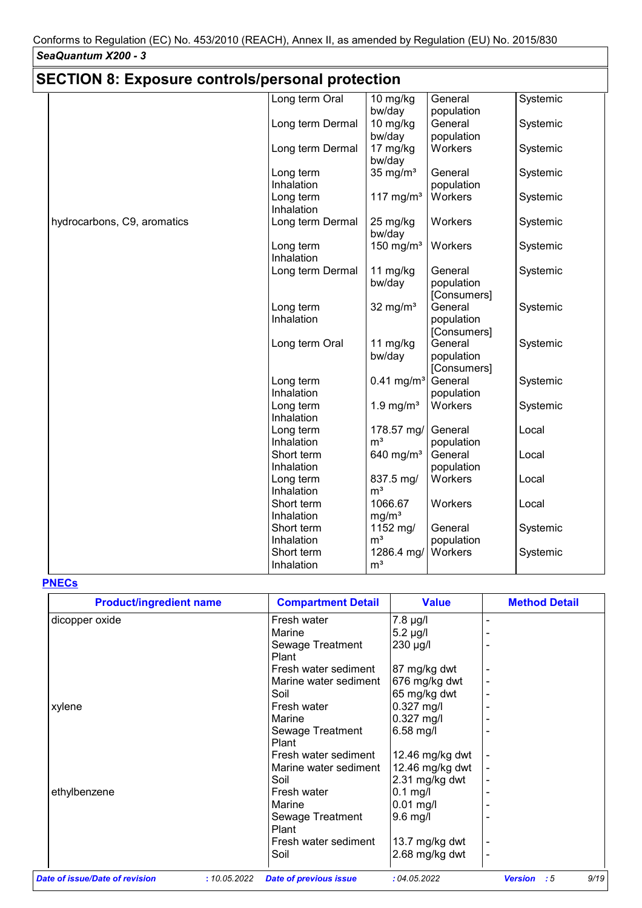## SECTION 8: Exposure controls/personal protection

| | | | | |
|---|---|---|---|---|
| | Long term Oral | 10 mg/kg bw/day | General population | Systemic |
| | Long term Dermal | 10 mg/kg bw/day | General population | Systemic |
| | Long term Dermal | 17 mg/kg bw/day | Workers | Systemic |
| | Long term Inhalation | 35 mg/m³ | General population | Systemic |
| | Long term Inhalation | 117 mg/m³ | Workers | Systemic |
| hydrocarbons, C9, aromatics | Long term Dermal | 25 mg/kg bw/day | Workers | Systemic |
| | Long term Inhalation | 150 mg/m³ | Workers | Systemic |
| | Long term Dermal | 11 mg/kg bw/day | General population [Consumers] | Systemic |
| | Long term Inhalation | 32 mg/m³ | General population [Consumers] | Systemic |
| | Long term Oral | 11 mg/kg bw/day | General population [Consumers] | Systemic |
| | Long term Inhalation | 0.41 mg/m³ | General population | Systemic |
| | Long term Inhalation | 1.9 mg/m³ | Workers | Systemic |
| | Long term Inhalation | 178.57 mg/m³ | General population | Local |
| | Short term Inhalation | 640 mg/m³ | General population | Local |
| | Long term Inhalation | 837.5 mg/m³ | Workers | Local |
| | Short term Inhalation | 1066.67 mg/m³ | Workers | Local |
| | Short term Inhalation | 1152 mg/m³ | General population | Systemic |
| | Short term Inhalation | 1286.4 mg/m³ | Workers | Systemic |

**PNECs**

| Product/ingredient name | Compartment Detail | Value | Method Detail |
|---|---|---|---|
| dicopper oxide | Fresh water | 7.8 µg/l | - |
| | Marine | 5.2 µg/l | - |
| | Sewage Treatment Plant | 230 µg/l | - |
| | Fresh water sediment | 87 mg/kg dwt | - |
| | Marine water sediment | 676 mg/kg dwt | - |
| | Soil | 65 mg/kg dwt | - |
| xylene | Fresh water | 0.327 mg/l | - |
| | Marine | 0.327 mg/l | - |
| | Sewage Treatment Plant | 6.58 mg/l | - |
| | Fresh water sediment | 12.46 mg/kg dwt | - |
| | Marine water sediment | 12.46 mg/kg dwt | - |
| | Soil | 2.31 mg/kg dwt | - |
| ethylbenzene | Fresh water | 0.1 mg/l | - |
| | Marine | 0.01 mg/l | - |
| | Sewage Treatment Plant | 9.6 mg/l | - |
| | Fresh water sediment | 13.7 mg/kg dwt | - |
| | Soil | 2.68 mg/kg dwt | - |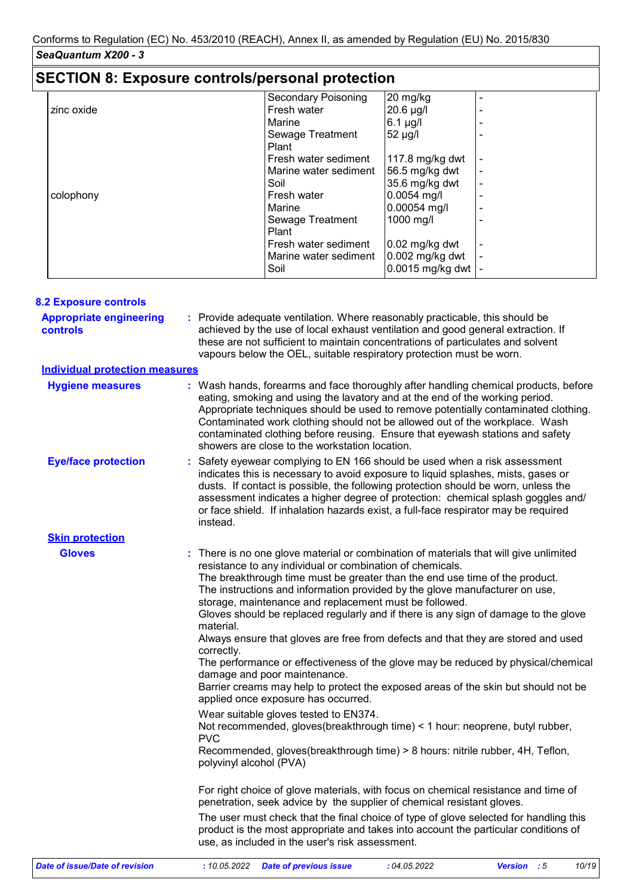## SECTION 8: Exposure controls/personal protection

| | | | |
|---|---|---|---|
| | Secondary Poisoning | 20 mg/kg | - |
| zinc oxide | Fresh water | 20.6 µg/l | - |
| | Marine | 6.1 µg/l | - |
| | Sewage Treatment Plant | 52 µg/l | - |
| | Fresh water sediment | 117.8 mg/kg dwt | - |
| | Marine water sediment | 56.5 mg/kg dwt | - |
| | Soil | 35.6 mg/kg dwt | - |
| colophony | Fresh water | 0.0054 mg/l | - |
| | Marine | 0.00054 mg/l | - |
| | Sewage Treatment Plant | 1000 mg/l | - |
| | Fresh water sediment | 0.02 mg/kg dwt | - |
| | Marine water sediment | 0.002 mg/kg dwt | - |
| | Soil | 0.0015 mg/kg dwt | - |

### 8.2 Exposure controls

**Appropriate engineering controls** : Provide adequate ventilation. Where reasonably practicable, this should be achieved by the use of local exhaust ventilation and good general extraction. If these are not sufficient to maintain concentrations of particulates and solvent vapours below the OEL, suitable respiratory protection must be worn.

**Individual protection measures**

**Hygiene measures** : Wash hands, forearms and face thoroughly after handling chemical products, before eating, smoking and using the lavatory and at the end of the working period. Appropriate techniques should be used to remove potentially contaminated clothing. Contaminated work clothing should not be allowed out of the workplace. Wash contaminated clothing before reusing. Ensure that eyewash stations and safety showers are close to the workstation location.

**Eye/face protection** : Safety eyewear complying to EN 166 should be used when a risk assessment indicates this is necessary to avoid exposure to liquid splashes, mists, gases or dusts. If contact is possible, the following protection should be worn, unless the assessment indicates a higher degree of protection: chemical splash goggles and/ or face shield. If inhalation hazards exist, a full-face respirator may be required instead.

**Skin protection**

**Gloves** : There is no one glove material or combination of materials that will give unlimited resistance to any individual or combination of chemicals.
The breakthrough time must be greater than the end use time of the product.
The instructions and information provided by the glove manufacturer on use, storage, maintenance and replacement must be followed.
Gloves should be replaced regularly and if there is any sign of damage to the glove material.
Always ensure that gloves are free from defects and that they are stored and used correctly.
The performance or effectiveness of the glove may be reduced by physical/chemical damage and poor maintenance.
Barrier creams may help to protect the exposed areas of the skin but should not be applied once exposure has occurred.

Wear suitable gloves tested to EN374.
Not recommended, gloves(breakthrough time) < 1 hour: neoprene, butyl rubber, PVC
Recommended, gloves(breakthrough time) > 8 hours: nitrile rubber, 4H, Teflon, polyvinyl alcohol (PVA)

For right choice of glove materials, with focus on chemical resistance and time of penetration, seek advice by the supplier of chemical resistant gloves.

The user must check that the final choice of type of glove selected for handling this product is the most appropriate and takes into account the particular conditions of use, as included in the user's risk assessment.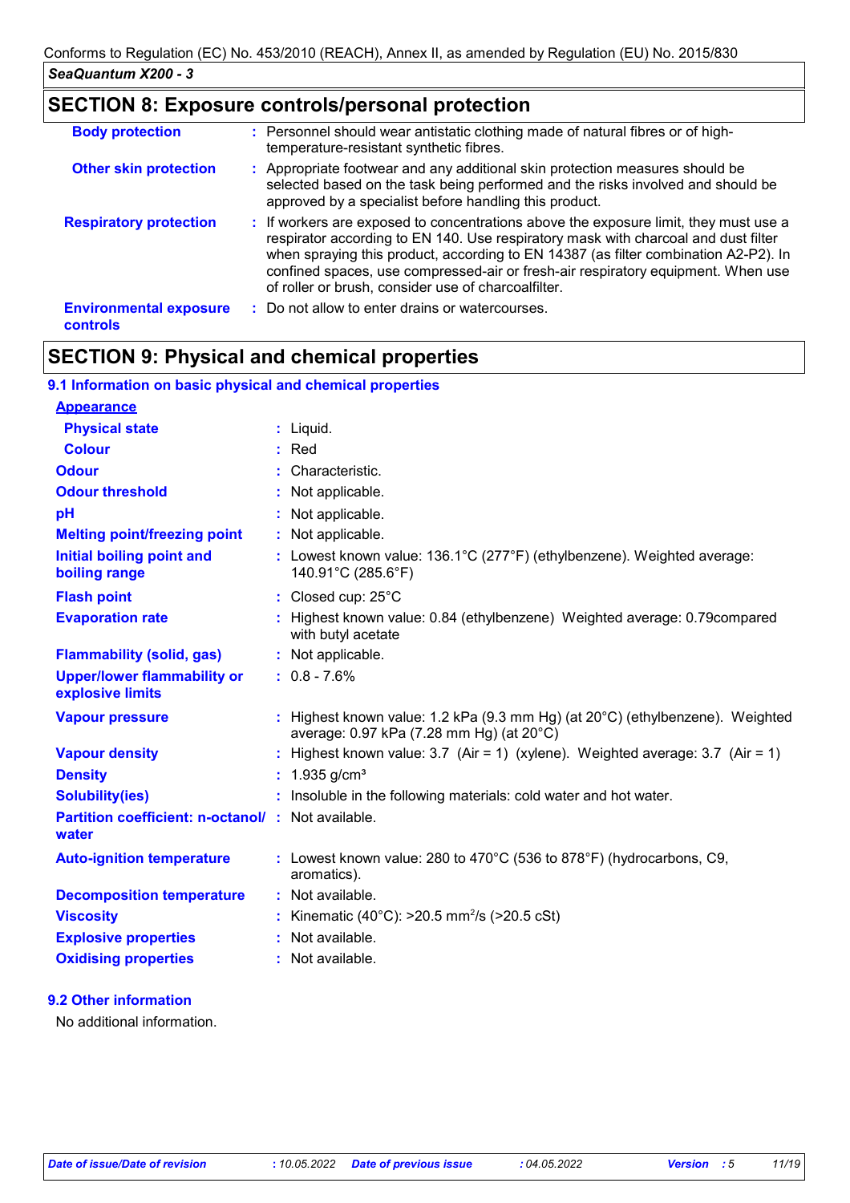## SECTION 8: Exposure controls/personal protection

| | |
|---|---|
| **Body protection** | : Personnel should wear antistatic clothing made of natural fibres or of high-temperature-resistant synthetic fibres. |
| **Other skin protection** | : Appropriate footwear and any additional skin protection measures should be selected based on the task being performed and the risks involved and should be approved by a specialist before handling this product. |
| **Respiratory protection** | : If workers are exposed to concentrations above the exposure limit, they must use a respirator according to EN 140. Use respiratory mask with charcoal and dust filter when spraying this product, according to EN 14387 (as filter combination A2-P2). In confined spaces, use compressed-air or fresh-air respiratory equipment. When use of roller or brush, consider use of charcoalfilter. |
| **Environmental exposure controls** | : Do not allow to enter drains or watercourses. |

## SECTION 9: Physical and chemical properties

### 9.1 Information on basic physical and chemical properties

**Appearance**

| | |
|---|---|
| **Physical state** | : Liquid. |
| **Colour** | : Red |
| **Odour** | : Characteristic. |
| **Odour threshold** | : Not applicable. |
| **pH** | : Not applicable. |
| **Melting point/freezing point** | : Not applicable. |
| **Initial boiling point and boiling range** | : Lowest known value: 136.1°C (277°F) (ethylbenzene). Weighted average: 140.91°C (285.6°F) |
| **Flash point** | : Closed cup: 25°C |
| **Evaporation rate** | : Highest known value: 0.84 (ethylbenzene) Weighted average: 0.79compared with butyl acetate |
| **Flammability (solid, gas)** | : Not applicable. |
| **Upper/lower flammability or explosive limits** | : 0.8 - 7.6% |
| **Vapour pressure** | : Highest known value: 1.2 kPa (9.3 mm Hg) (at 20°C) (ethylbenzene). Weighted average: 0.97 kPa (7.28 mm Hg) (at 20°C) |
| **Vapour density** | : Highest known value: 3.7 (Air = 1) (xylene). Weighted average: 3.7 (Air = 1) |
| **Density** | : 1.935 g/cm³ |
| **Solubility(ies)** | : Insoluble in the following materials: cold water and hot water. |
| **Partition coefficient: n-octanol/ water** | : Not available. |
| **Auto-ignition temperature** | : Lowest known value: 280 to 470°C (536 to 878°F) (hydrocarbons, C9, aromatics). |
| **Decomposition temperature** | : Not available. |
| **Viscosity** | : Kinematic (40°C): >20.5 $mm^2$/s (>20.5 cSt) |
| **Explosive properties** | : Not available. |
| **Oxidising properties** | : Not available. |

### 9.2 Other information

No additional information.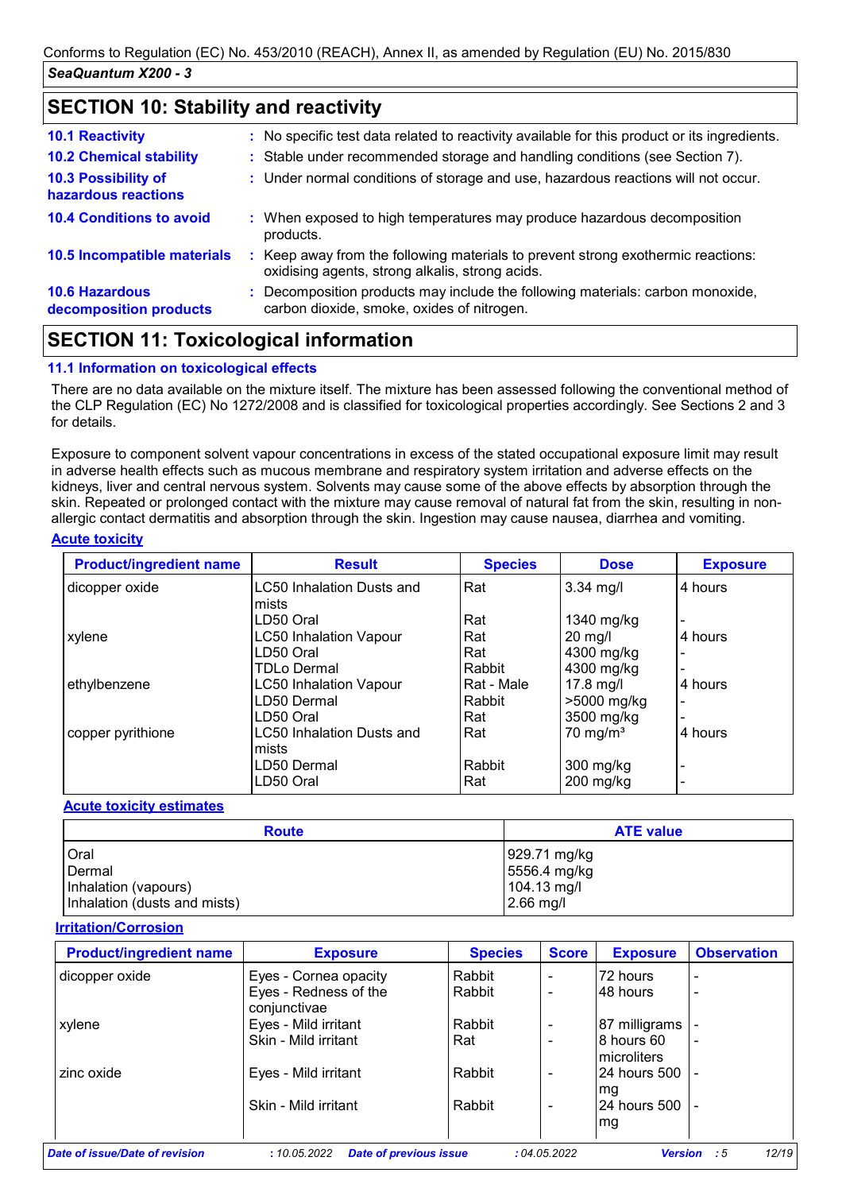## SECTION 10: Stability and reactivity

| | |
|---|---|
| **10.1 Reactivity** | : No specific test data related to reactivity available for this product or its ingredients. |
| **10.2 Chemical stability** | : Stable under recommended storage and handling conditions (see Section 7). |
| **10.3 Possibility of hazardous reactions** | : Under normal conditions of storage and use, hazardous reactions will not occur. |
| **10.4 Conditions to avoid** | : When exposed to high temperatures may produce hazardous decomposition products. |
| **10.5 Incompatible materials** | : Keep away from the following materials to prevent strong exothermic reactions: oxidising agents, strong alkalis, strong acids. |
| **10.6 Hazardous decomposition products** | : Decomposition products may include the following materials: carbon monoxide, carbon dioxide, smoke, oxides of nitrogen. |

## SECTION 11: Toxicological information

### 11.1 Information on toxicological effects

There are no data available on the mixture itself. The mixture has been assessed following the conventional method of the CLP Regulation (EC) No 1272/2008 and is classified for toxicological properties accordingly. See Sections 2 and 3 for details.

Exposure to component solvent vapour concentrations in excess of the stated occupational exposure limit may result in adverse health effects such as mucous membrane and respiratory system irritation and adverse effects on the kidneys, liver and central nervous system. Solvents may cause some of the above effects by absorption through the skin. Repeated or prolonged contact with the mixture may cause removal of natural fat from the skin, resulting in non-allergic contact dermatitis and absorption through the skin. Ingestion may cause nausea, diarrhea and vomiting.

**Acute toxicity**

| Product/ingredient name | Result | Species | Dose | Exposure |
|---|---|---|---|---|
| dicopper oxide | LC50 Inhalation Dusts and mists | Rat | 3.34 mg/l | 4 hours |
| | LD50 Oral | Rat | 1340 mg/kg | - |
| xylene | LC50 Inhalation Vapour | Rat | 20 mg/l | 4 hours |
| | LD50 Oral | Rat | 4300 mg/kg | - |
| | TDLo Dermal | Rabbit | 4300 mg/kg | - |
| ethylbenzene | LC50 Inhalation Vapour | Rat - Male | 17.8 mg/l | 4 hours |
| | LD50 Dermal | Rabbit | >5000 mg/kg | - |
| | LD50 Oral | Rat | 3500 mg/kg | - |
| copper pyrithione | LC50 Inhalation Dusts and mists | Rat | 70 mg/m³ | 4 hours |
| | LD50 Dermal | Rabbit | 300 mg/kg | - |
| | LD50 Oral | Rat | 200 mg/kg | - |

**Acute toxicity estimates**

| Route | ATE value |
|---|---|
| Oral | 929.71 mg/kg |
| Dermal | 5556.4 mg/kg |
| Inhalation (vapours) | 104.13 mg/l |
| Inhalation (dusts and mists) | 2.66 mg/l |

**Irritation/Corrosion**

| Product/ingredient name | Exposure | Species | Score | Exposure | Observation |
|---|---|---|---|---|---|
| dicopper oxide | Eyes - Cornea opacity | Rabbit | - | 72 hours | - |
| | Eyes - Redness of the conjunctivae | Rabbit | - | 48 hours | - |
| xylene | Eyes - Mild irritant | Rabbit | - | 87 milligrams | - |
| | Skin - Mild irritant | Rat | - | 8 hours 60 microliters | - |
| zinc oxide | Eyes - Mild irritant | Rabbit | - | 24 hours 500 mg | - |
| | Skin - Mild irritant | Rabbit | - | 24 hours 500 mg | - |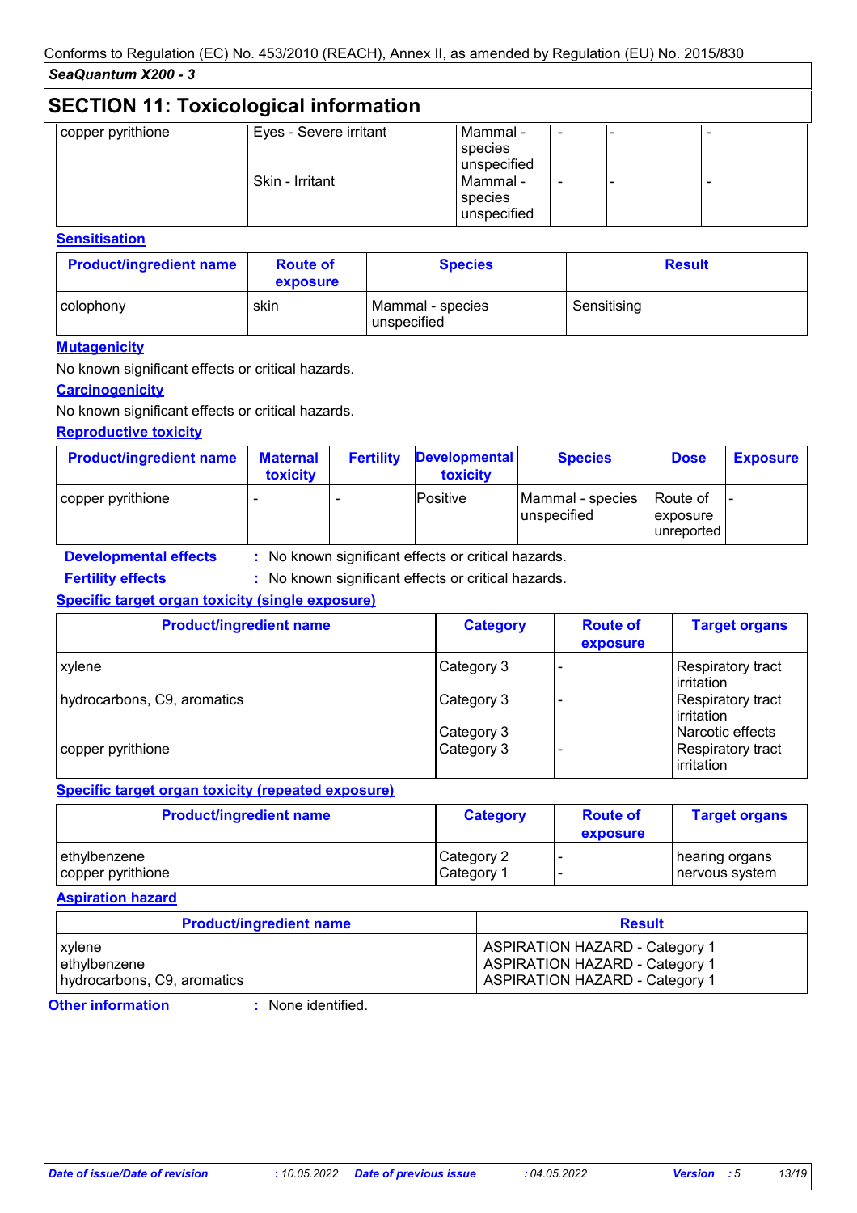## SECTION 11: Toxicological information

| | | | | | |
|---|---|---|---|---|---|
| copper pyrithione | Eyes - Severe irritant | Mammal - species unspecified | - | - | - |
| | Skin - Irritant | Mammal - species unspecified | - | - | - |

**Sensitisation**

| Product/ingredient name | Route of exposure | Species | Result |
|---|---|---|---|
| colophony | skin | Mammal - species unspecified | Sensitising |

**Mutagenicity**

No known significant effects or critical hazards.

**Carcinogenicity**

No known significant effects or critical hazards.

**Reproductive toxicity**

| Product/ingredient name | Maternal toxicity | Fertility | Developmental toxicity | Species | Dose | Exposure |
|---|---|---|---|---|---|---|
| copper pyrithione | - | - | Positive | Mammal - species unspecified | Route of exposure unreported | - |

**Developmental effects** : No known significant effects or critical hazards.

**Fertility effects** : No known significant effects or critical hazards.

**Specific target organ toxicity (single exposure)**

| Product/ingredient name | Category | Route of exposure | Target organs |
|---|---|---|---|
| xylene | Category 3 | - | Respiratory tract irritation |
| hydrocarbons, C9, aromatics | Category 3 | - | Respiratory tract irritation |
| | Category 3 | | Narcotic effects |
| copper pyrithione | Category 3 | - | Respiratory tract irritation |

**Specific target organ toxicity (repeated exposure)**

| Product/ingredient name | Category | Route of exposure | Target organs |
|---|---|---|---|
| ethylbenzene | Category 2 | - | hearing organs |
| copper pyrithione | Category 1 | - | nervous system |

**Aspiration hazard**

| Product/ingredient name | Result |
|---|---|
| xylene | ASPIRATION HAZARD - Category 1 |
| ethylbenzene | ASPIRATION HAZARD - Category 1 |
| hydrocarbons, C9, aromatics | ASPIRATION HAZARD - Category 1 |

**Other information** : None identified.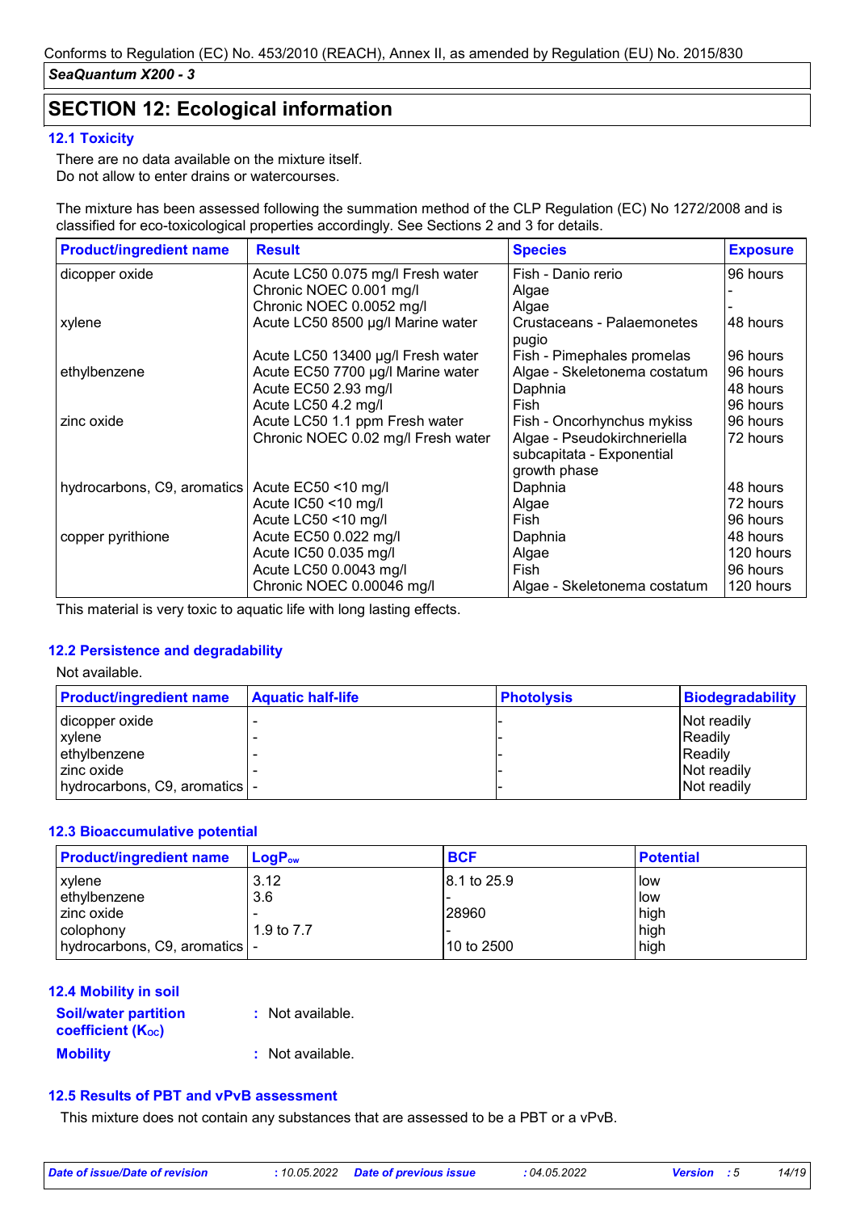## SECTION 12: Ecological information

### 12.1 Toxicity

There are no data available on the mixture itself.
Do not allow to enter drains or watercourses.

The mixture has been assessed following the summation method of the CLP Regulation (EC) No 1272/2008 and is classified for eco-toxicological properties accordingly. See Sections 2 and 3 for details.

| Product/ingredient name | Result | Species | Exposure |
|---|---|---|---|
| dicopper oxide | Acute LC50 0.075 mg/l Fresh water | Fish - Danio rerio | 96 hours |
| | Chronic NOEC 0.001 mg/l | Algae | - |
| | Chronic NOEC 0.0052 mg/l | Algae | - |
| xylene | Acute LC50 8500 µg/l Marine water | Crustaceans - Palaemonetes pugio | 48 hours |
| | Acute LC50 13400 µg/l Fresh water | Fish - Pimephales promelas | 96 hours |
| ethylbenzene | Acute EC50 7700 µg/l Marine water | Algae - Skeletonema costatum | 96 hours |
| | Acute EC50 2.93 mg/l | Daphnia | 48 hours |
| | Acute LC50 4.2 mg/l | Fish | 96 hours |
| zinc oxide | Acute LC50 1.1 ppm Fresh water | Fish - Oncorhynchus mykiss | 96 hours |
| | Chronic NOEC 0.02 mg/l Fresh water | Algae - Pseudokirchneriella subcapitata - Exponential growth phase | 72 hours |
| hydrocarbons, C9, aromatics | Acute EC50 <10 mg/l | Daphnia | 48 hours |
| | Acute IC50 <10 mg/l | Algae | 72 hours |
| | Acute LC50 <10 mg/l | Fish | 96 hours |
| copper pyrithione | Acute EC50 0.022 mg/l | Daphnia | 48 hours |
| | Acute IC50 0.035 mg/l | Algae | 120 hours |
| | Acute LC50 0.0043 mg/l | Fish | 96 hours |
| | Chronic NOEC 0.00046 mg/l | Algae - Skeletonema costatum | 120 hours |

This material is very toxic to aquatic life with long lasting effects.

### 12.2 Persistence and degradability

Not available.

| Product/ingredient name | Aquatic half-life | Photolysis | Biodegradability |
|---|---|---|---|
| dicopper oxide | - | - | Not readily |
| xylene | - | - | Readily |
| ethylbenzene | - | - | Readily |
| zinc oxide | - | - | Not readily |
| hydrocarbons, C9, aromatics | - | - | Not readily |

### 12.3 Bioaccumulative potential

| Product/ingredient name | $LogP_{ow}$ | BCF | Potential |
|---|---|---|---|
| xylene | 3.12 | 8.1 to 25.9 | low |
| ethylbenzene | 3.6 | - | low |
| zinc oxide | - | 28960 | high |
| colophony | 1.9 to 7.7 | - | high |
| hydrocarbons, C9, aromatics | - | 10 to 2500 | high |

### 12.4 Mobility in soil

**Soil/water partition coefficient ($K_{OC}$)** : Not available.

**Mobility** : Not available.

### 12.5 Results of PBT and vPvB assessment

This mixture does not contain any substances that are assessed to be a PBT or a vPvB.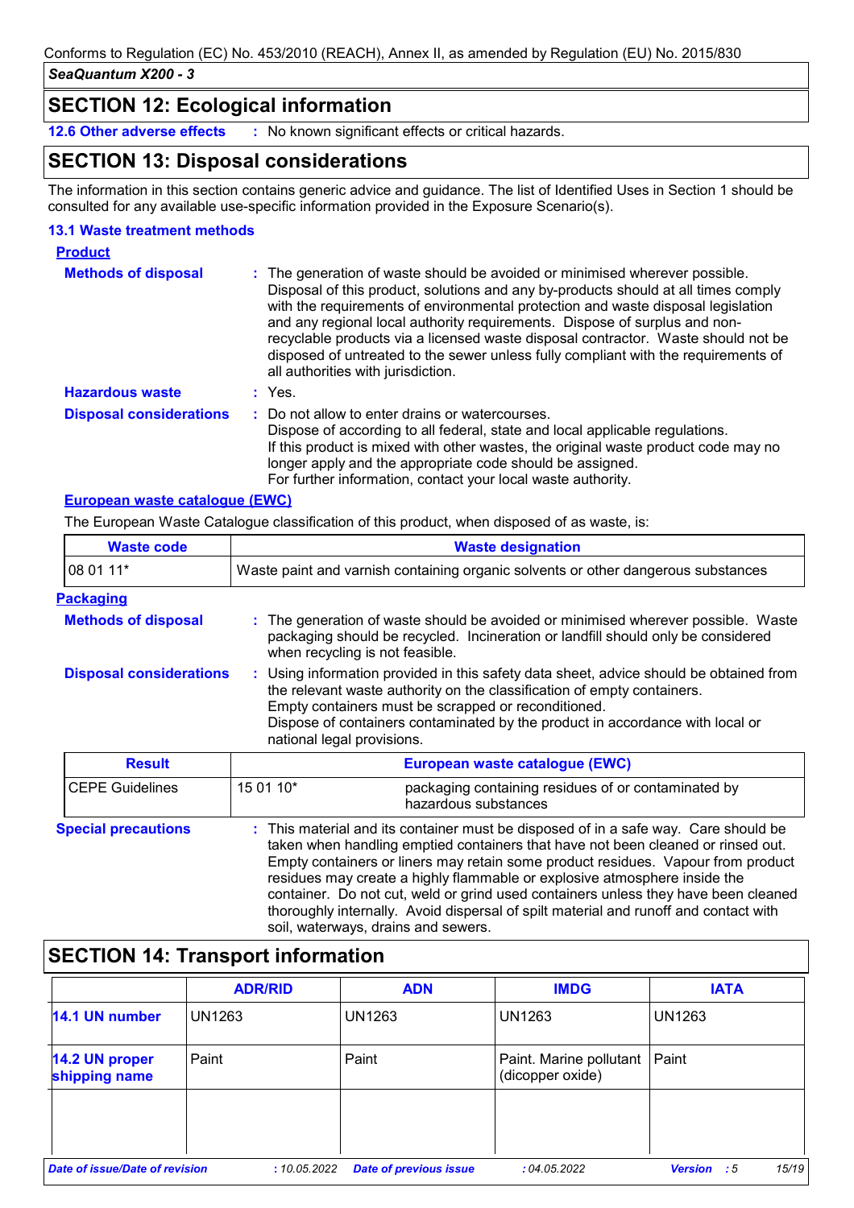## SECTION 12: Ecological information

**12.6 Other adverse effects** : No known significant effects or critical hazards.

## SECTION 13: Disposal considerations

The information in this section contains generic advice and guidance. The list of Identified Uses in Section 1 should be consulted for any available use-specific information provided in the Exposure Scenario(s).

### 13.1 Waste treatment methods

**Product**

**Methods of disposal** : The generation of waste should be avoided or minimised wherever possible. Disposal of this product, solutions and any by-products should at all times comply with the requirements of environmental protection and waste disposal legislation and any regional local authority requirements. Dispose of surplus and non-recyclable products via a licensed waste disposal contractor. Waste should not be disposed of untreated to the sewer unless fully compliant with the requirements of all authorities with jurisdiction.

**Hazardous waste** : Yes.

**Disposal considerations** : Do not allow to enter drains or watercourses.
Dispose of according to all federal, state and local applicable regulations.
If this product is mixed with other wastes, the original waste product code may no longer apply and the appropriate code should be assigned.
For further information, contact your local waste authority.

**European waste catalogue (EWC)**

The European Waste Catalogue classification of this product, when disposed of as waste, is:

| Waste code | Waste designation |
|---|---|
| 08 01 11* | Waste paint and varnish containing organic solvents or other dangerous substances |

**Packaging**

**Methods of disposal** : The generation of waste should be avoided or minimised wherever possible. Waste packaging should be recycled. Incineration or landfill should only be considered when recycling is not feasible.

**Disposal considerations** : Using information provided in this safety data sheet, advice should be obtained from the relevant waste authority on the classification of empty containers.
Empty containers must be scrapped or reconditioned.
Dispose of containers contaminated by the product in accordance with local or national legal provisions.

| Result | European waste catalogue (EWC) | |
|---|---|---|
| CEPE Guidelines | 15 01 10* | packaging containing residues of or contaminated by hazardous substances |

**Special precautions** : This material and its container must be disposed of in a safe way. Care should be taken when handling emptied containers that have not been cleaned or rinsed out. Empty containers or liners may retain some product residues. Vapour from product residues may create a highly flammable or explosive atmosphere inside the container. Do not cut, weld or grind used containers unless they have been cleaned thoroughly internally. Avoid dispersal of spilt material and runoff and contact with soil, waterways, drains and sewers.

## SECTION 14: Transport information

| | ADR/RID | ADN | IMDG | IATA |
|---|---|---|---|---|
| 14.1 UN number | UN1263 | UN1263 | UN1263 | UN1263 |
| 14.2 UN proper shipping name | Paint | Paint | Paint. Marine pollutant (dicopper oxide) | Paint |
| | | | | |

Date of issue/Date of revision : 10.05.2022 Date of previous issue : 04.05.2022 Version : 5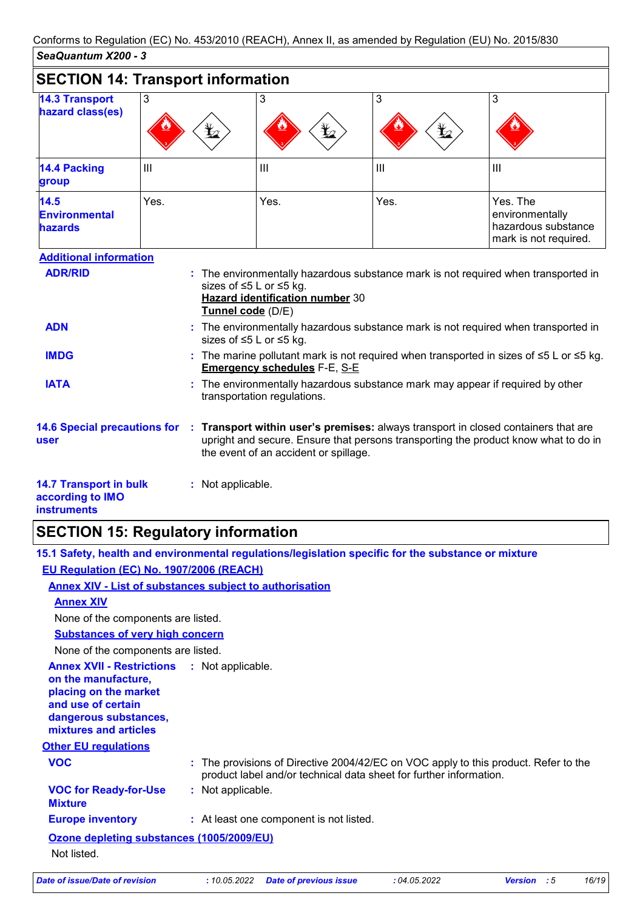Conforms to Regulation (EC) No. 453/2010 (REACH), Annex II, as amended by Regulation (EU) No. 2015/830

*SeaQuantum X200 - 3*

## SECTION 14: Transport information

| | | | | |
|---|---|---|---|---|
| **14.3 Transport hazard class(es)** | 3 | 3 | 3 | 3 |
| **14.4 Packing group** | III | III | III | III |
| **14.5 Environmental hazards** | Yes. | Yes. | Yes. | Yes. The environmentally hazardous substance mark is not required. |

**Additional information**

**ADR/RID** : The environmentally hazardous substance mark is not required when transported in sizes of ≤5 L or ≤5 kg.
**Hazard identification number** 30
**Tunnel code** (D/E)

**ADN** : The environmentally hazardous substance mark is not required when transported in sizes of ≤5 L or ≤5 kg.

**IMDG** : The marine pollutant mark is not required when transported in sizes of ≤5 L or ≤5 kg.
**Emergency schedules** F-E, S-E

**IATA** : The environmentally hazardous substance mark may appear if required by other transportation regulations.

**14.6 Special precautions for user** : **Transport within user's premises:** always transport in closed containers that are upright and secure. Ensure that persons transporting the product know what to do in the event of an accident or spillage.

**14.7 Transport in bulk according to IMO instruments** : Not applicable.

## SECTION 15: Regulatory information

### 15.1 Safety, health and environmental regulations/legislation specific for the substance or mixture

**EU Regulation (EC) No. 1907/2006 (REACH)**

**Annex XIV - List of substances subject to authorisation**

**Annex XIV**

None of the components are listed.

**Substances of very high concern**

None of the components are listed.

**Annex XVII - Restrictions on the manufacture, placing on the market and use of certain dangerous substances, mixtures and articles** : Not applicable.

**Other EU regulations**

**VOC** : The provisions of Directive 2004/42/EC on VOC apply to this product. Refer to the product label and/or technical data sheet for further information.

**VOC for Ready-for-Use Mixture** : Not applicable.

**Europe inventory** : At least one component is not listed.

**Ozone depleting substances (1005/2009/EU)**

Not listed.

*Date of issue/Date of revision* : 10.05.2022 *Date of previous issue* : 04.05.2022 *Version* : 5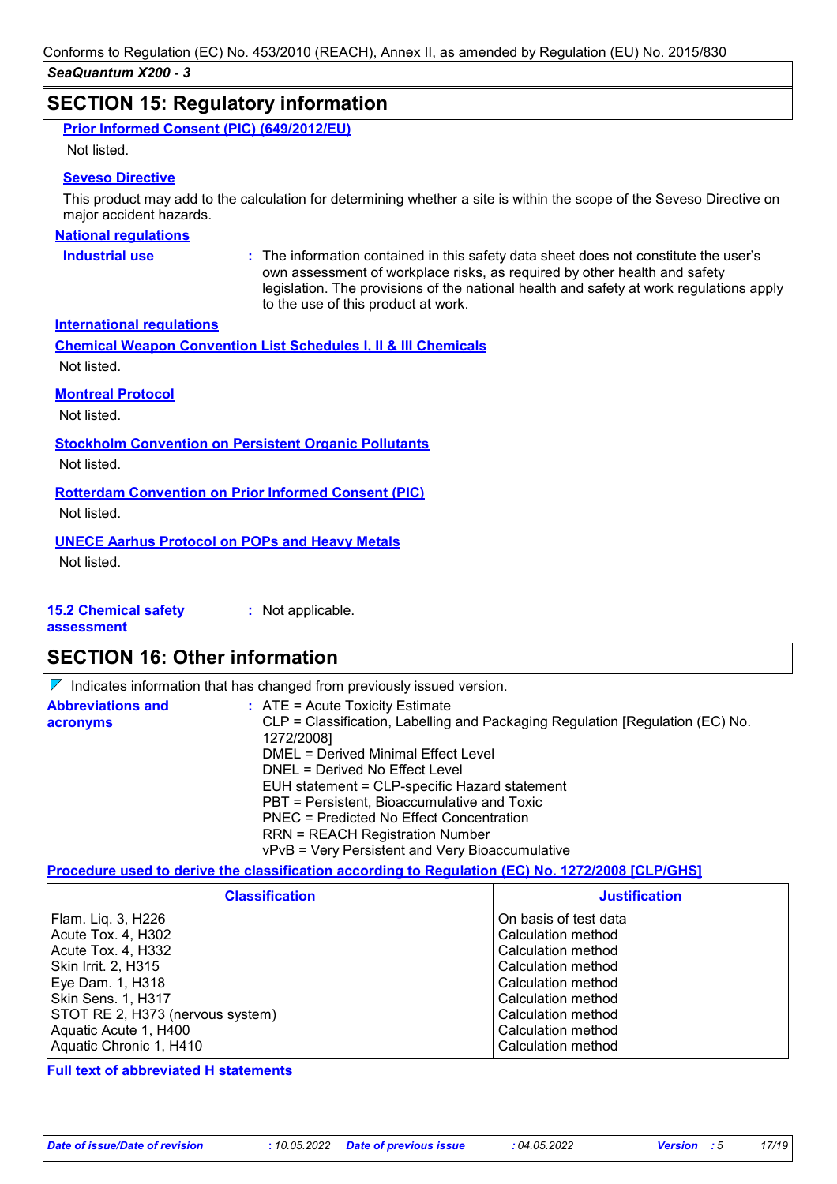## SECTION 15: Regulatory information

**Prior Informed Consent (PIC) (649/2012/EU)**

Not listed.

**Seveso Directive**

This product may add to the calculation for determining whether a site is within the scope of the Seveso Directive on major accident hazards.

**National regulations**

**Industrial use** : The information contained in this safety data sheet does not constitute the user's own assessment of workplace risks, as required by other health and safety legislation. The provisions of the national health and safety at work regulations apply to the use of this product at work.

**International regulations**

**Chemical Weapon Convention List Schedules I, II & III Chemicals**

Not listed.

**Montreal Protocol**

Not listed.

**Stockholm Convention on Persistent Organic Pollutants**

Not listed.

**Rotterdam Convention on Prior Informed Consent (PIC)**

Not listed.

**UNECE Aarhus Protocol on POPs and Heavy Metals**

Not listed.

**15.2 Chemical safety assessment** : Not applicable.

## SECTION 16: Other information

Indicates information that has changed from previously issued version.

**Abbreviations and acronyms** :
ATE = Acute Toxicity Estimate
CLP = Classification, Labelling and Packaging Regulation [Regulation (EC) No. 1272/2008]
DMEL = Derived Minimal Effect Level
DNEL = Derived No Effect Level
EUH statement = CLP-specific Hazard statement
PBT = Persistent, Bioaccumulative and Toxic
PNEC = Predicted No Effect Concentration
RRN = REACH Registration Number
vPvB = Very Persistent and Very Bioaccumulative

**Procedure used to derive the classification according to Regulation (EC) No. 1272/2008 [CLP/GHS]**

| Classification | Justification |
|---|---|
| Flam. Liq. 3, H226 | On basis of test data |
| Acute Tox. 4, H302 | Calculation method |
| Acute Tox. 4, H332 | Calculation method |
| Skin Irrit. 2, H315 | Calculation method |
| Eye Dam. 1, H318 | Calculation method |
| Skin Sens. 1, H317 | Calculation method |
| STOT RE 2, H373 (nervous system) | Calculation method |
| Aquatic Acute 1, H400 | Calculation method |
| Aquatic Chronic 1, H410 | Calculation method |

**Full text of abbreviated H statements**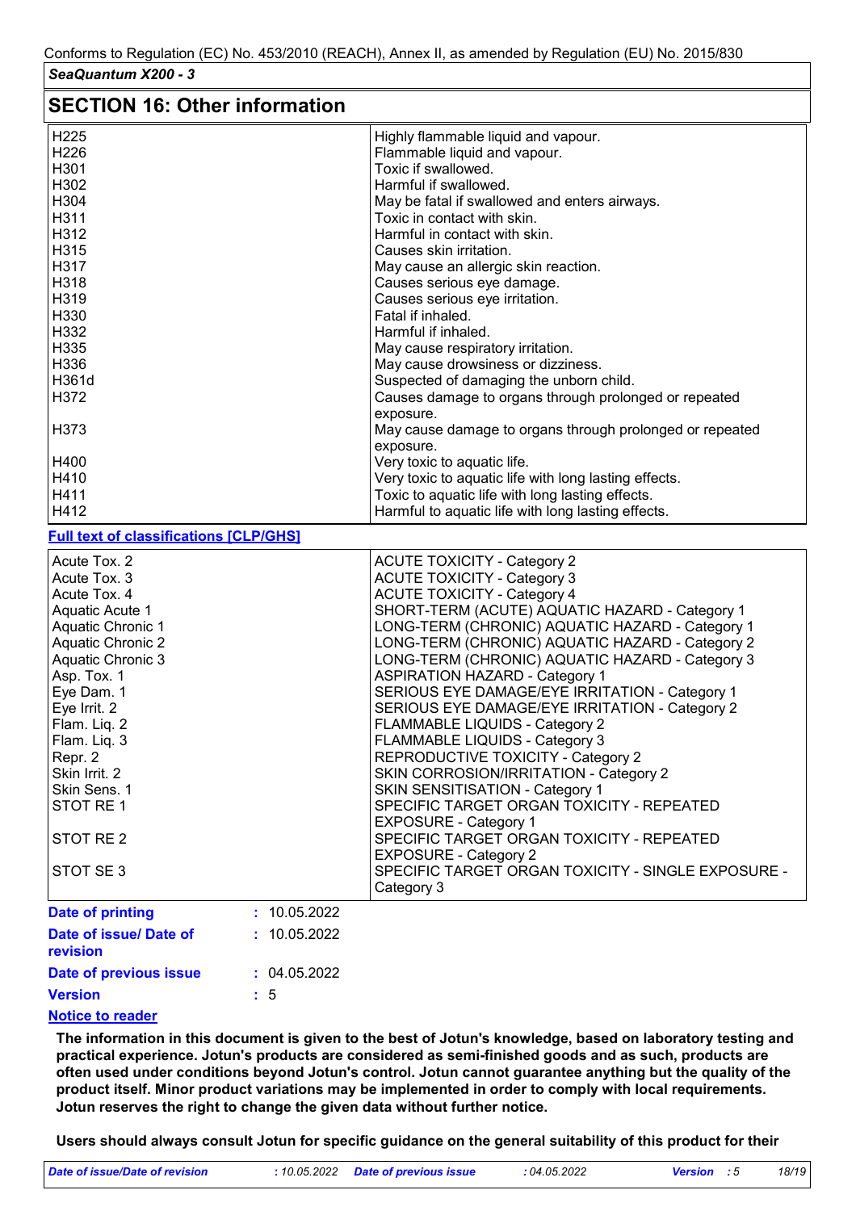## SECTION 16: Other information

| | |
|---|---|
| H225 | Highly flammable liquid and vapour. |
| H226 | Flammable liquid and vapour. |
| H301 | Toxic if swallowed. |
| H302 | Harmful if swallowed. |
| H304 | May be fatal if swallowed and enters airways. |
| H311 | Toxic in contact with skin. |
| H312 | Harmful in contact with skin. |
| H315 | Causes skin irritation. |
| H317 | May cause an allergic skin reaction. |
| H318 | Causes serious eye damage. |
| H319 | Causes serious eye irritation. |
| H330 | Fatal if inhaled. |
| H332 | Harmful if inhaled. |
| H335 | May cause respiratory irritation. |
| H336 | May cause drowsiness or dizziness. |
| H361d | Suspected of damaging the unborn child. |
| H372 | Causes damage to organs through prolonged or repeated exposure. |
| H373 | May cause damage to organs through prolonged or repeated exposure. |
| H400 | Very toxic to aquatic life. |
| H410 | Very toxic to aquatic life with long lasting effects. |
| H411 | Toxic to aquatic life with long lasting effects. |
| H412 | Harmful to aquatic life with long lasting effects. |

**Full text of classifications [CLP/GHS]**

| | |
|---|---|
| Acute Tox. 2 | ACUTE TOXICITY - Category 2 |
| Acute Tox. 3 | ACUTE TOXICITY - Category 3 |
| Acute Tox. 4 | ACUTE TOXICITY - Category 4 |
| Aquatic Acute 1 | SHORT-TERM (ACUTE) AQUATIC HAZARD - Category 1 |
| Aquatic Chronic 1 | LONG-TERM (CHRONIC) AQUATIC HAZARD - Category 1 |
| Aquatic Chronic 2 | LONG-TERM (CHRONIC) AQUATIC HAZARD - Category 2 |
| Aquatic Chronic 3 | LONG-TERM (CHRONIC) AQUATIC HAZARD - Category 3 |
| Asp. Tox. 1 | ASPIRATION HAZARD - Category 1 |
| Eye Dam. 1 | SERIOUS EYE DAMAGE/EYE IRRITATION - Category 1 |
| Eye Irrit. 2 | SERIOUS EYE DAMAGE/EYE IRRITATION - Category 2 |
| Flam. Liq. 2 | FLAMMABLE LIQUIDS - Category 2 |
| Flam. Liq. 3 | FLAMMABLE LIQUIDS - Category 3 |
| Repr. 2 | REPRODUCTIVE TOXICITY - Category 2 |
| Skin Irrit. 2 | SKIN CORROSION/IRRITATION - Category 2 |
| Skin Sens. 1 | SKIN SENSITISATION - Category 1 |
| STOT RE 1 | SPECIFIC TARGET ORGAN TOXICITY - REPEATED EXPOSURE - Category 1 |
| STOT RE 2 | SPECIFIC TARGET ORGAN TOXICITY - REPEATED EXPOSURE - Category 2 |
| STOT SE 3 | SPECIFIC TARGET ORGAN TOXICITY - SINGLE EXPOSURE - Category 3 |

**Date of printing** : 10.05.2022

**Date of issue/ Date of revision** : 10.05.2022

**Date of previous issue** : 04.05.2022

**Version** : 5

**Notice to reader**

**The information in this document is given to the best of Jotun's knowledge, based on laboratory testing and practical experience. Jotun's products are considered as semi-finished goods and as such, products are often used under conditions beyond Jotun's control. Jotun cannot guarantee anything but the quality of the product itself. Minor product variations may be implemented in order to comply with local requirements. Jotun reserves the right to change the given data without further notice.**

**Users should always consult Jotun for specific guidance on the general suitability of this product for their**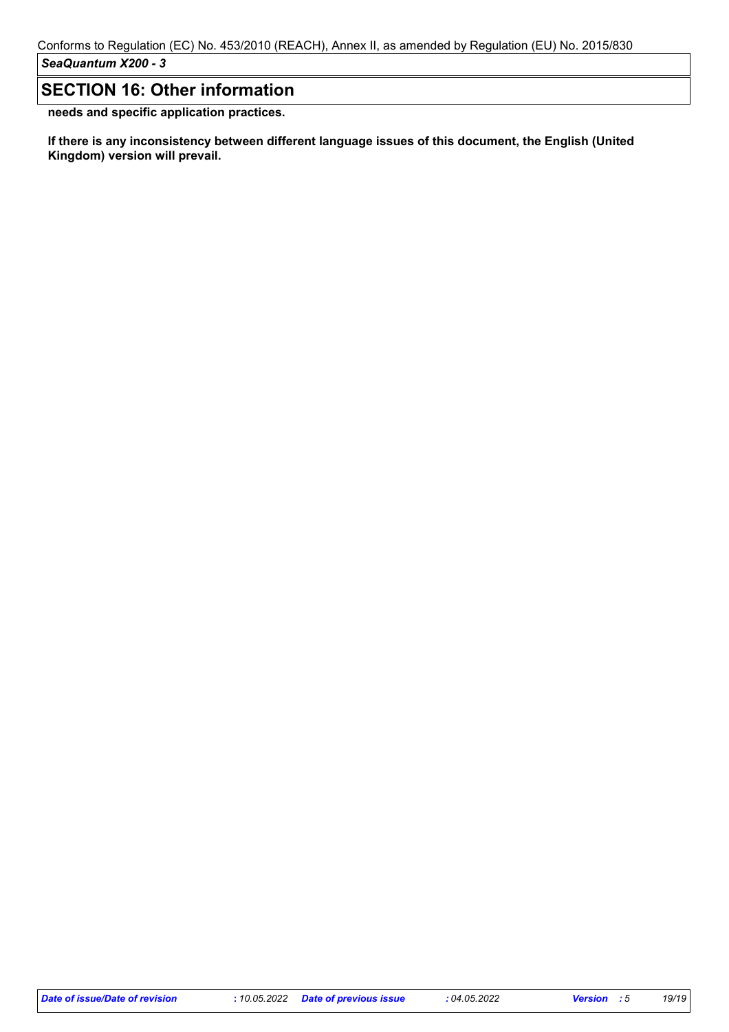## SECTION 16: Other information

**needs and specific application practices.**

**If there is any inconsistency between different language issues of this document, the English (United Kingdom) version will prevail.**